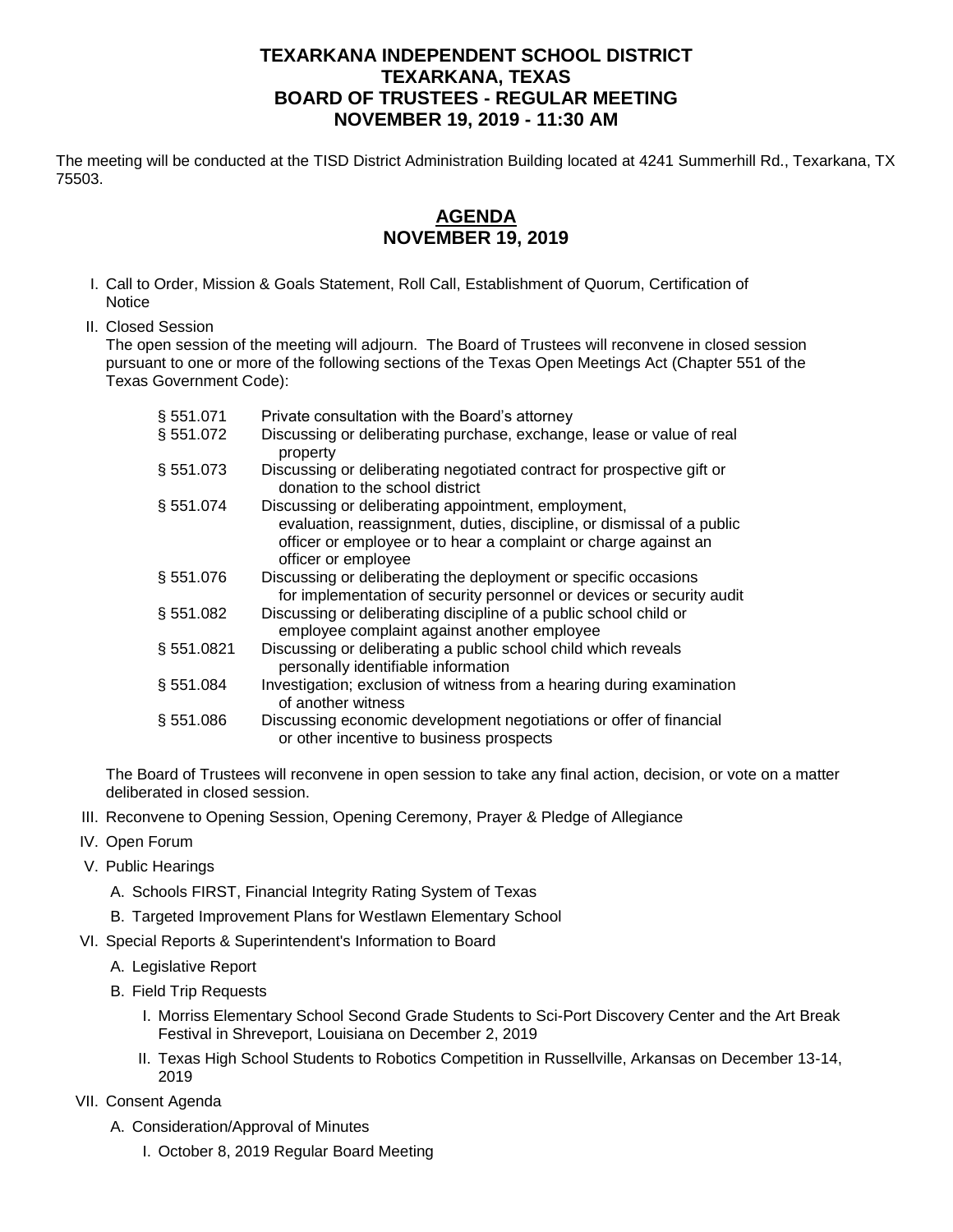# TEXARKANA INDEPENDENT SCHOOL DISTRICT
# TEXARKANA, TEXAS
# BOARD OF TRUSTEES - REGULAR MEETING
# NOVEMBER 19, 2019 - 11:30 AM

The meeting will be conducted at the TISD District Administration Building located at 4241 Summerhill Rd., Texarkana, TX 75503.

## AGENDA
## NOVEMBER 19, 2019

I. Call to Order, Mission & Goals Statement, Roll Call, Establishment of Quorum, Certification of Notice

II. Closed Session

The open session of the meeting will adjourn. The Board of Trustees will reconvene in closed session pursuant to one or more of the following sections of the Texas Open Meetings Act (Chapter 551 of the Texas Government Code):

| | |
|---|---|
| § 551.071 | Private consultation with the Board's attorney |
| § 551.072 | Discussing or deliberating purchase, exchange, lease or value of real property |
| § 551.073 | Discussing or deliberating negotiated contract for prospective gift or donation to the school district |
| § 551.074 | Discussing or deliberating appointment, employment, evaluation, reassignment, duties, discipline, or dismissal of a public officer or employee or to hear a complaint or charge against an officer or employee |
| § 551.076 | Discussing or deliberating the deployment or specific occasions for implementation of security personnel or devices or security audit |
| § 551.082 | Discussing or deliberating discipline of a public school child or employee complaint against another employee |
| § 551.0821 | Discussing or deliberating a public school child which reveals personally identifiable information |
| § 551.084 | Investigation; exclusion of witness from a hearing during examination of another witness |
| § 551.086 | Discussing economic development negotiations or offer of financial or other incentive to business prospects |

The Board of Trustees will reconvene in open session to take any final action, decision, or vote on a matter deliberated in closed session.

III. Reconvene to Opening Session, Opening Ceremony, Prayer & Pledge of Allegiance

IV. Open Forum

V. Public Hearings

- A. Schools FIRST, Financial Integrity Rating System of Texas
- B. Targeted Improvement Plans for Westlawn Elementary School

VI. Special Reports & Superintendent's Information to Board

- A. Legislative Report
- B. Field Trip Requests
  - I. Morriss Elementary School Second Grade Students to Sci-Port Discovery Center and the Art Break Festival in Shreveport, Louisiana on December 2, 2019
  - II. Texas High School Students to Robotics Competition in Russellville, Arkansas on December 13-14, 2019

VII. Consent Agenda

- A. Consideration/Approval of Minutes
  - I. October 8, 2019 Regular Board Meeting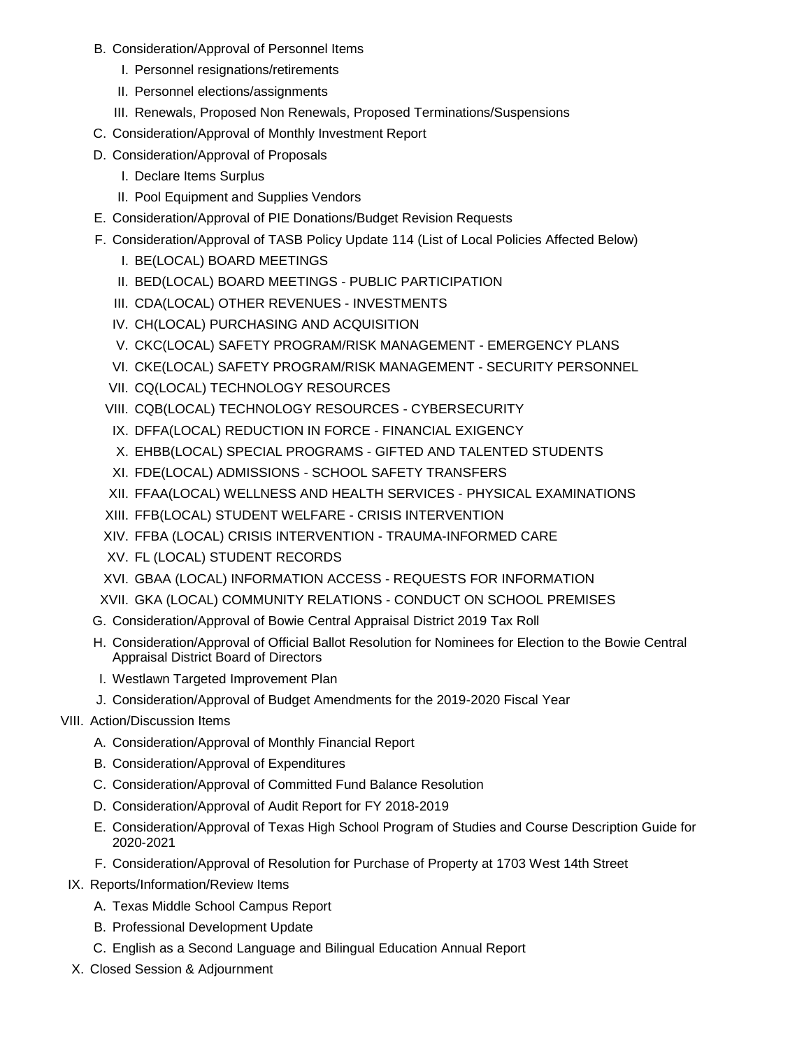- B. Consideration/Approval of Personnel Items
    - I. Personnel resignations/retirements
    - II. Personnel elections/assignments
    - III. Renewals, Proposed Non Renewals, Proposed Terminations/Suspensions
- C. Consideration/Approval of Monthly Investment Report
- D. Consideration/Approval of Proposals
    - I. Declare Items Surplus
    - II. Pool Equipment and Supplies Vendors
- E. Consideration/Approval of PIE Donations/Budget Revision Requests
- F. Consideration/Approval of TASB Policy Update 114 (List of Local Policies Affected Below)
    - I. BE(LOCAL) BOARD MEETINGS
    - II. BED(LOCAL) BOARD MEETINGS - PUBLIC PARTICIPATION
    - III. CDA(LOCAL) OTHER REVENUES - INVESTMENTS
    - IV. CH(LOCAL) PURCHASING AND ACQUISITION
    - V. CKC(LOCAL) SAFETY PROGRAM/RISK MANAGEMENT - EMERGENCY PLANS
    - VI. CKE(LOCAL) SAFETY PROGRAM/RISK MANAGEMENT - SECURITY PERSONNEL
    - VII. CQ(LOCAL) TECHNOLOGY RESOURCES
    - VIII. CQB(LOCAL) TECHNOLOGY RESOURCES - CYBERSECURITY
    - IX. DFFA(LOCAL) REDUCTION IN FORCE - FINANCIAL EXIGENCY
    - X. EHBB(LOCAL) SPECIAL PROGRAMS - GIFTED AND TALENTED STUDENTS
    - XI. FDE(LOCAL) ADMISSIONS - SCHOOL SAFETY TRANSFERS
    - XII. FFAA(LOCAL) WELLNESS AND HEALTH SERVICES - PHYSICAL EXAMINATIONS
    - XIII. FFB(LOCAL) STUDENT WELFARE - CRISIS INTERVENTION
    - XIV. FFBA (LOCAL) CRISIS INTERVENTION - TRAUMA-INFORMED CARE
    - XV. FL (LOCAL) STUDENT RECORDS
    - XVI. GBAA (LOCAL) INFORMATION ACCESS - REQUESTS FOR INFORMATION
    - XVII. GKA (LOCAL) COMMUNITY RELATIONS - CONDUCT ON SCHOOL PREMISES
- G. Consideration/Approval of Bowie Central Appraisal District 2019 Tax Roll
- H. Consideration/Approval of Official Ballot Resolution for Nominees for Election to the Bowie Central Appraisal District Board of Directors
- I. Westlawn Targeted Improvement Plan
- J. Consideration/Approval of Budget Amendments for the 2019-2020 Fiscal Year

VIII. Action/Discussion Items

- A. Consideration/Approval of Monthly Financial Report
- B. Consideration/Approval of Expenditures
- C. Consideration/Approval of Committed Fund Balance Resolution
- D. Consideration/Approval of Audit Report for FY 2018-2019
- E. Consideration/Approval of Texas High School Program of Studies and Course Description Guide for 2020-2021
- F. Consideration/Approval of Resolution for Purchase of Property at 1703 West 14th Street

IX. Reports/Information/Review Items

- A. Texas Middle School Campus Report
- B. Professional Development Update
- C. English as a Second Language and Bilingual Education Annual Report

X. Closed Session & Adjournment